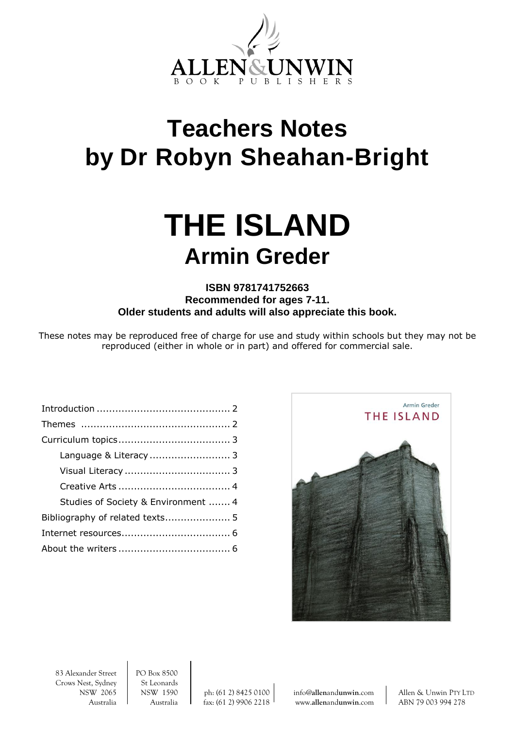ALLEN&UNWIN
BOOK PUBLISHERS

# Teachers Notes by Dr Robyn Sheahan-Bright

# THE ISLAND

## Armin Greder

**ISBN 9781741752663**
**Recommended for ages 7-11.**
**Older students and adults will also appreciate this book.**

These notes may be reproduced free of charge for use and study within schools but they may not be reproduced (either in whole or in part) and offered for commercial sale.

| | |
|---|---|
| Introduction | 2 |
| Themes | 2 |
| Curriculum topics | 3 |
| Language & Literacy | 3 |
| Visual Literacy | 3 |
| Creative Arts | 4 |
| Studies of Society & Environment | 4 |
| Bibliography of related texts | 5 |
| Internet resources | 6 |
| About the writers | 6 |

Armin Greder
THE ISLAND

83 Alexander Street
Crows Nest, Sydney
NSW 2065
Australia

PO Box 8500
St Leonards
NSW 1590
Australia

ph: (61 2) 8425 0100
fax: (61 2) 9906 2218

info@allenandunwin.com
www.allenandunwin.com

Allen & Unwin PTY LTD
ABN 79 003 994 278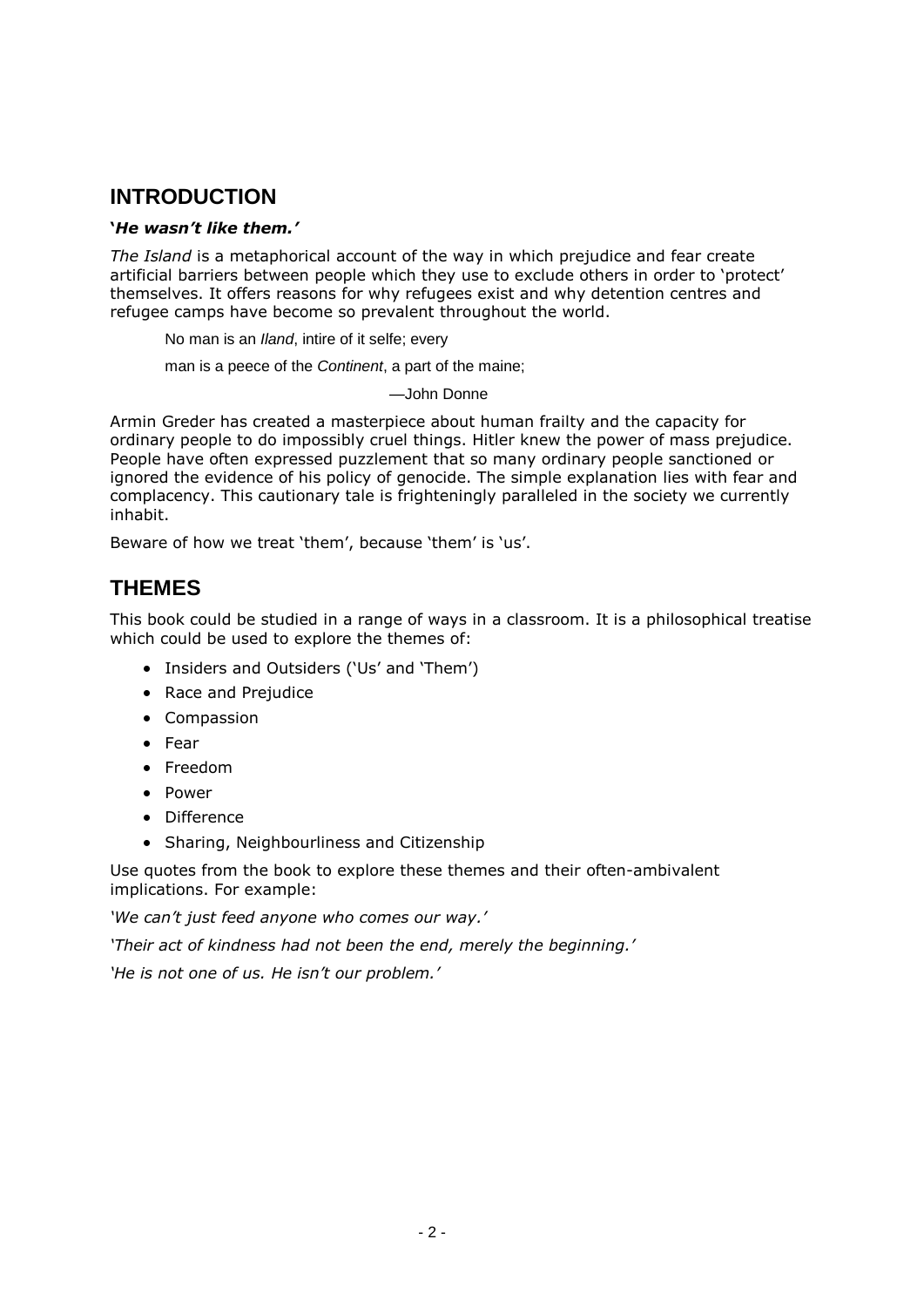## INTRODUCTION

***'He wasn't like them.'***

*The Island* is a metaphorical account of the way in which prejudice and fear create artificial barriers between people which they use to exclude others in order to 'protect' themselves. It offers reasons for why refugees exist and why detention centres and refugee camps have become so prevalent throughout the world.

> No man is an *Iland*, intire of it selfe; every
>
> man is a peece of the *Continent*, a part of the maine;
>
> —John Donne

Armin Greder has created a masterpiece about human frailty and the capacity for ordinary people to do impossibly cruel things. Hitler knew the power of mass prejudice. People have often expressed puzzlement that so many ordinary people sanctioned or ignored the evidence of his policy of genocide. The simple explanation lies with fear and complacency. This cautionary tale is frighteningly paralleled in the society we currently inhabit.

Beware of how we treat 'them', because 'them' is 'us'.

## THEMES

This book could be studied in a range of ways in a classroom. It is a philosophical treatise which could be used to explore the themes of:

- Insiders and Outsiders ('Us' and 'Them')
- Race and Prejudice
- Compassion
- Fear
- Freedom
- Power
- Difference
- Sharing, Neighbourliness and Citizenship

Use quotes from the book to explore these themes and their often-ambivalent implications. For example:

*'We can't just feed anyone who comes our way.'*

*'Their act of kindness had not been the end, merely the beginning.'*

*'He is not one of us. He isn't our problem.'*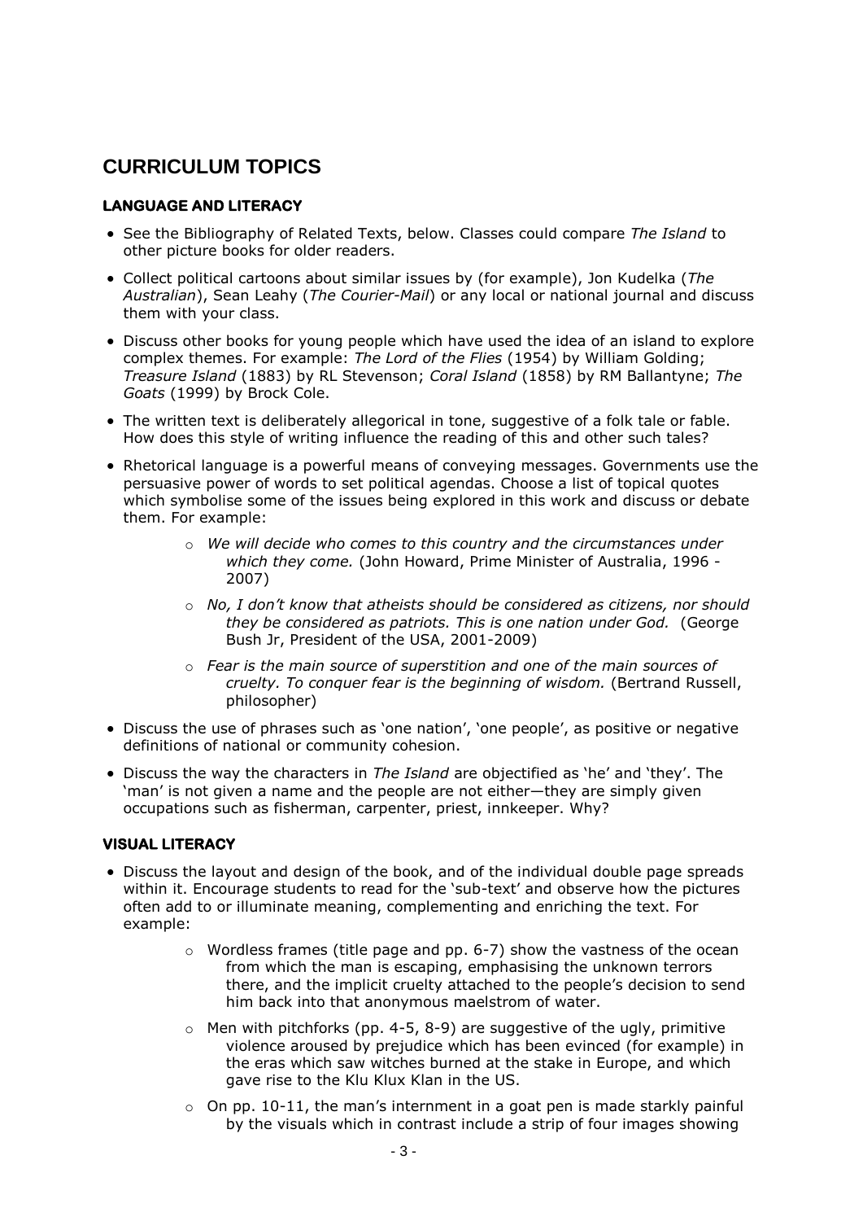# CURRICULUM TOPICS

## LANGUAGE AND LITERACY

- See the Bibliography of Related Texts, below. Classes could compare *The Island* to other picture books for older readers.
- Collect political cartoons about similar issues by (for example), Jon Kudelka (*The Australian*), Sean Leahy (*The Courier-Mail*) or any local or national journal and discuss them with your class.
- Discuss other books for young people which have used the idea of an island to explore complex themes. For example: *The Lord of the Flies* (1954) by William Golding; *Treasure Island* (1883) by RL Stevenson; *Coral Island* (1858) by RM Ballantyne; *The Goats* (1999) by Brock Cole.
- The written text is deliberately allegorical in tone, suggestive of a folk tale or fable. How does this style of writing influence the reading of this and other such tales?
- Rhetorical language is a powerful means of conveying messages. Governments use the persuasive power of words to set political agendas. Choose a list of topical quotes which symbolise some of the issues being explored in this work and discuss or debate them. For example:
  - *We will decide who comes to this country and the circumstances under which they come.* (John Howard, Prime Minister of Australia, 1996 - 2007)
  - *No, I don't know that atheists should be considered as citizens, nor should they be considered as patriots. This is one nation under God.* (George Bush Jr, President of the USA, 2001-2009)
  - *Fear is the main source of superstition and one of the main sources of cruelty. To conquer fear is the beginning of wisdom.* (Bertrand Russell, philosopher)
- Discuss the use of phrases such as 'one nation', 'one people', as positive or negative definitions of national or community cohesion.
- Discuss the way the characters in *The Island* are objectified as 'he' and 'they'. The 'man' is not given a name and the people are not either—they are simply given occupations such as fisherman, carpenter, priest, innkeeper. Why?

## VISUAL LITERACY

- Discuss the layout and design of the book, and of the individual double page spreads within it. Encourage students to read for the 'sub-text' and observe how the pictures often add to or illuminate meaning, complementing and enriching the text. For example:
  - Wordless frames (title page and pp. 6-7) show the vastness of the ocean from which the man is escaping, emphasising the unknown terrors there, and the implicit cruelty attached to the people's decision to send him back into that anonymous maelstrom of water.
  - Men with pitchforks (pp. 4-5, 8-9) are suggestive of the ugly, primitive violence aroused by prejudice which has been evinced (for example) in the eras which saw witches burned at the stake in Europe, and which gave rise to the Klu Klux Klan in the US.
  - On pp. 10-11, the man's internment in a goat pen is made starkly painful by the visuals which in contrast include a strip of four images showing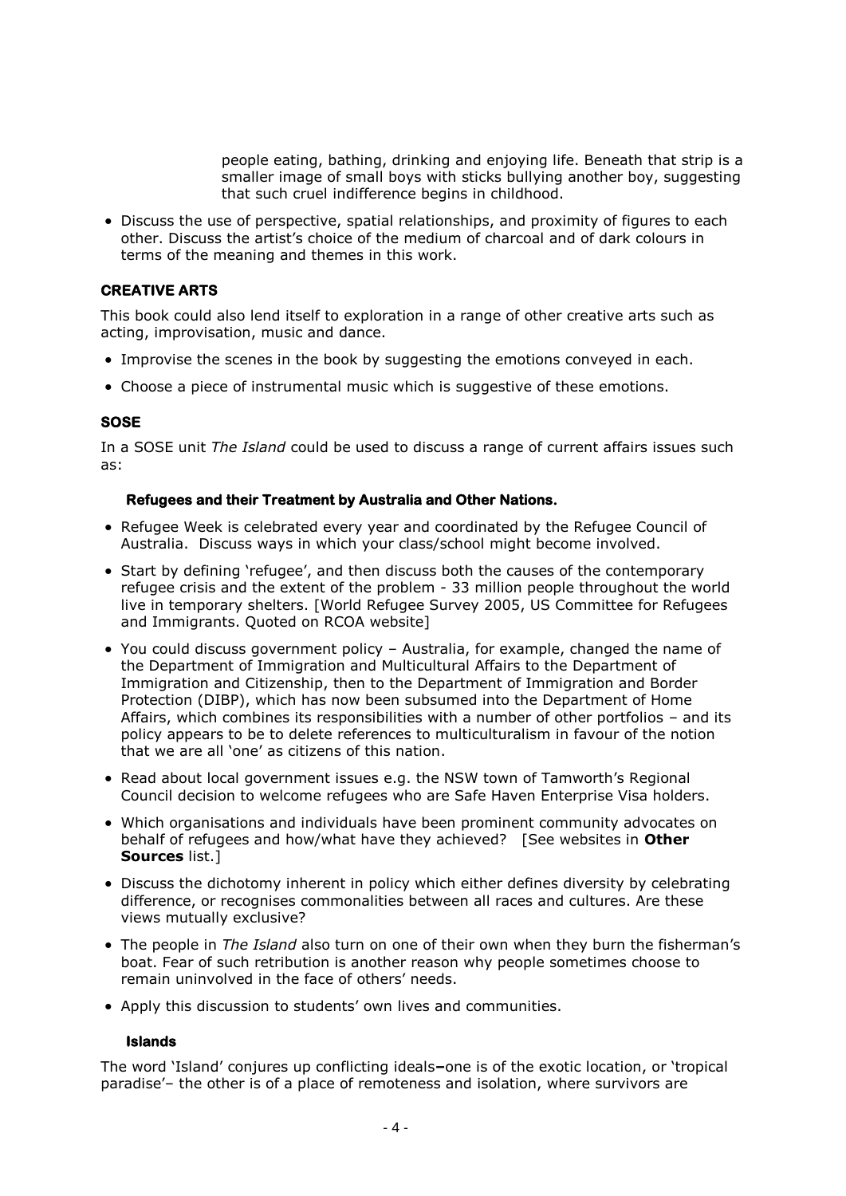people eating, bathing, drinking and enjoying life. Beneath that strip is a smaller image of small boys with sticks bullying another boy, suggesting that such cruel indifference begins in childhood.

- Discuss the use of perspective, spatial relationships, and proximity of figures to each other. Discuss the artist's choice of the medium of charcoal and of dark colours in terms of the meaning and themes in this work.

### CREATIVE ARTS

This book could also lend itself to exploration in a range of other creative arts such as acting, improvisation, music and dance.

- Improvise the scenes in the book by suggesting the emotions conveyed in each.
- Choose a piece of instrumental music which is suggestive of these emotions.

### SOSE

In a SOSE unit *The Island* could be used to discuss a range of current affairs issues such as:

#### Refugees and their Treatment by Australia and Other Nations.

- Refugee Week is celebrated every year and coordinated by the Refugee Council of Australia. Discuss ways in which your class/school might become involved.
- Start by defining 'refugee', and then discuss both the causes of the contemporary refugee crisis and the extent of the problem - 33 million people throughout the world live in temporary shelters. [World Refugee Survey 2005, US Committee for Refugees and Immigrants. Quoted on RCOA website]
- You could discuss government policy – Australia, for example, changed the name of the Department of Immigration and Multicultural Affairs to the Department of Immigration and Citizenship, then to the Department of Immigration and Border Protection (DIBP), which has now been subsumed into the Department of Home Affairs, which combines its responsibilities with a number of other portfolios – and its policy appears to be to delete references to multiculturalism in favour of the notion that we are all 'one' as citizens of this nation.
- Read about local government issues e.g. the NSW town of Tamworth's Regional Council decision to welcome refugees who are Safe Haven Enterprise Visa holders.
- Which organisations and individuals have been prominent community advocates on behalf of refugees and how/what have they achieved? [See websites in **Other Sources** list.]
- Discuss the dichotomy inherent in policy which either defines diversity by celebrating difference, or recognises commonalities between all races and cultures. Are these views mutually exclusive?
- The people in *The Island* also turn on one of their own when they burn the fisherman's boat. Fear of such retribution is another reason why people sometimes choose to remain uninvolved in the face of others' needs.
- Apply this discussion to students' own lives and communities.

#### Islands

The word 'Island' conjures up conflicting ideals**–**one is of the exotic location, or 'tropical paradise'– the other is of a place of remoteness and isolation, where survivors are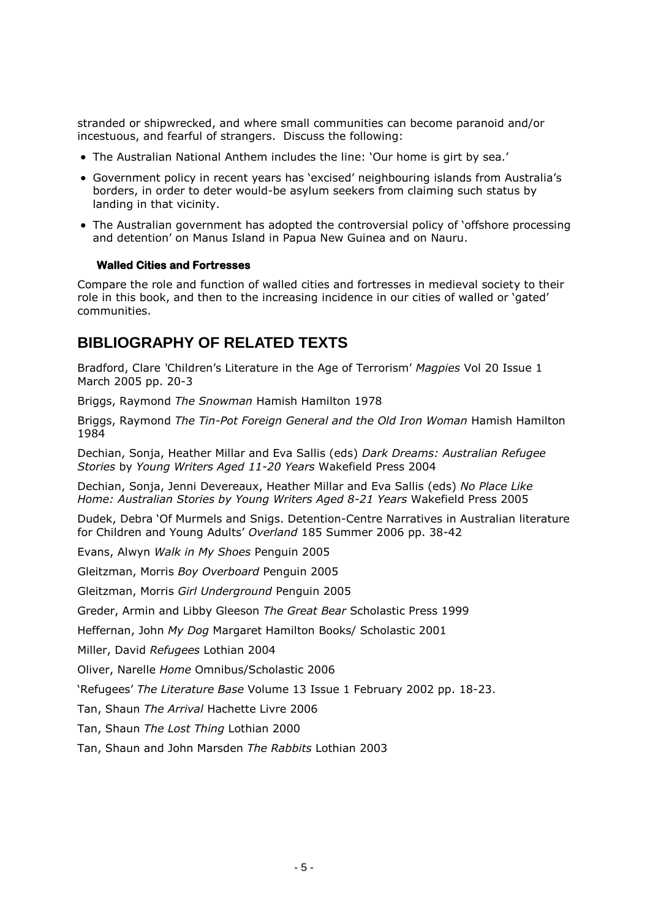stranded or shipwrecked, and where small communities can become paranoid and/or incestuous, and fearful of strangers. Discuss the following:

- The Australian National Anthem includes the line: 'Our home is girt by sea.'
- Government policy in recent years has 'excised' neighbouring islands from Australia's borders, in order to deter would-be asylum seekers from claiming such status by landing in that vicinity.
- The Australian government has adopted the controversial policy of 'offshore processing and detention' on Manus Island in Papua New Guinea and on Nauru.

**Walled Cities and Fortresses**

Compare the role and function of walled cities and fortresses in medieval society to their role in this book, and then to the increasing incidence in our cities of walled or 'gated' communities.

## BIBLIOGRAPHY OF RELATED TEXTS

Bradford, Clare 'Children's Literature in the Age of Terrorism' *Magpies* Vol 20 Issue 1 March 2005 pp. 20-3

Briggs, Raymond *The Snowman* Hamish Hamilton 1978

Briggs, Raymond *The Tin-Pot Foreign General and the Old Iron Woman* Hamish Hamilton 1984

Dechian, Sonja, Heather Millar and Eva Sallis (eds) *Dark Dreams: Australian Refugee Stories* by *Young Writers Aged 11-20 Years* Wakefield Press 2004

Dechian, Sonja, Jenni Devereaux, Heather Millar and Eva Sallis (eds) *No Place Like Home: Australian Stories by Young Writers Aged 8-21 Years* Wakefield Press 2005

Dudek, Debra 'Of Murmels and Snigs. Detention-Centre Narratives in Australian literature for Children and Young Adults' *Overland* 185 Summer 2006 pp. 38-42

Evans, Alwyn *Walk in My Shoes* Penguin 2005

Gleitzman, Morris *Boy Overboard* Penguin 2005

Gleitzman, Morris *Girl Underground* Penguin 2005

Greder, Armin and Libby Gleeson *The Great Bear* Scholastic Press 1999

Heffernan, John *My Dog* Margaret Hamilton Books/ Scholastic 2001

Miller, David *Refugees* Lothian 2004

Oliver, Narelle *Home* Omnibus/Scholastic 2006

'Refugees' *The Literature Base* Volume 13 Issue 1 February 2002 pp. 18-23.

Tan, Shaun *The Arrival* Hachette Livre 2006

Tan, Shaun *The Lost Thing* Lothian 2000

Tan, Shaun and John Marsden *The Rabbits* Lothian 2003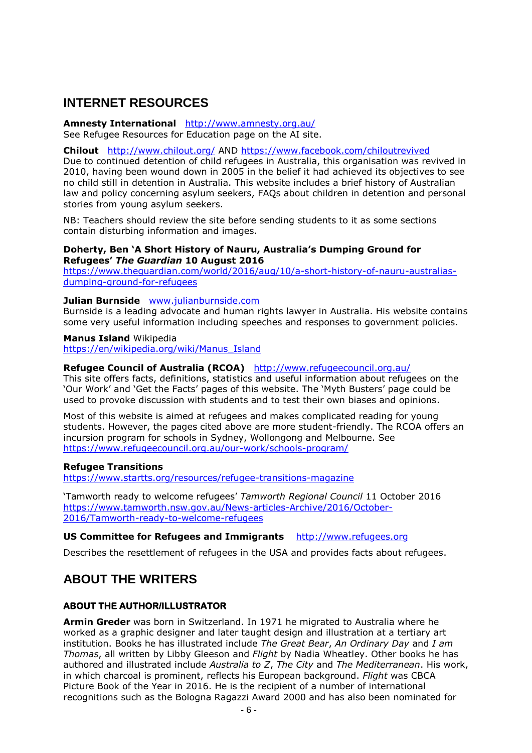## INTERNET RESOURCES

**Amnesty International** http://www.amnesty.org.au/
See Refugee Resources for Education page on the AI site.

**Chilout** http://www.chilout.org/ AND https://www.facebook.com/chiloutrevived
Due to continued detention of child refugees in Australia, this organisation was revived in 2010, having been wound down in 2005 in the belief it had achieved its objectives to see no child still in detention in Australia. This website includes a brief history of Australian law and policy concerning asylum seekers, FAQs about children in detention and personal stories from young asylum seekers.

NB: Teachers should review the site before sending students to it as some sections contain disturbing information and images.

**Doherty, Ben 'A Short History of Nauru, Australia's Dumping Ground for Refugees' *The Guardian* 10 August 2016**
https://www.theguardian.com/world/2016/aug/10/a-short-history-of-nauru-australias-dumping-ground-for-refugees

**Julian Burnside** www.julianburnside.com
Burnside is a leading advocate and human rights lawyer in Australia. His website contains some very useful information including speeches and responses to government policies.

**Manus Island** Wikipedia
https://en/wikipedia.org/wiki/Manus_Island

**Refugee Council of Australia (RCOA)** http://www.refugeecouncil.org.au/
This site offers facts, definitions, statistics and useful information about refugees on the 'Our Work' and 'Get the Facts' pages of this website. The 'Myth Busters' page could be used to provoke discussion with students and to test their own biases and opinions.

Most of this website is aimed at refugees and makes complicated reading for young students. However, the pages cited above are more student-friendly. The RCOA offers an incursion program for schools in Sydney, Wollongong and Melbourne. See https://www.refugeecouncil.org.au/our-work/schools-program/

**Refugee Transitions**
https://www.startts.org/resources/refugee-transitions-magazine

'Tamworth ready to welcome refugees' *Tamworth Regional Council* 11 October 2016
https://www.tamworth.nsw.gov.au/News-articles-Archive/2016/October-2016/Tamworth-ready-to-welcome-refugees

**US Committee for Refugees and Immigrants** http://www.refugees.org

Describes the resettlement of refugees in the USA and provides facts about refugees.

## ABOUT THE WRITERS

### ABOUT THE AUTHOR/ILLUSTRATOR

**Armin Greder** was born in Switzerland. In 1971 he migrated to Australia where he worked as a graphic designer and later taught design and illustration at a tertiary art institution. Books he has illustrated include *The Great Bear*, *An Ordinary Day* and *I am Thomas*, all written by Libby Gleeson and *Flight* by Nadia Wheatley. Other books he has authored and illustrated include *Australia to Z*, *The City* and *The Mediterranean*. His work, in which charcoal is prominent, reflects his European background. *Flight* was CBCA Picture Book of the Year in 2016. He is the recipient of a number of international recognitions such as the Bologna Ragazzi Award 2000 and has also been nominated for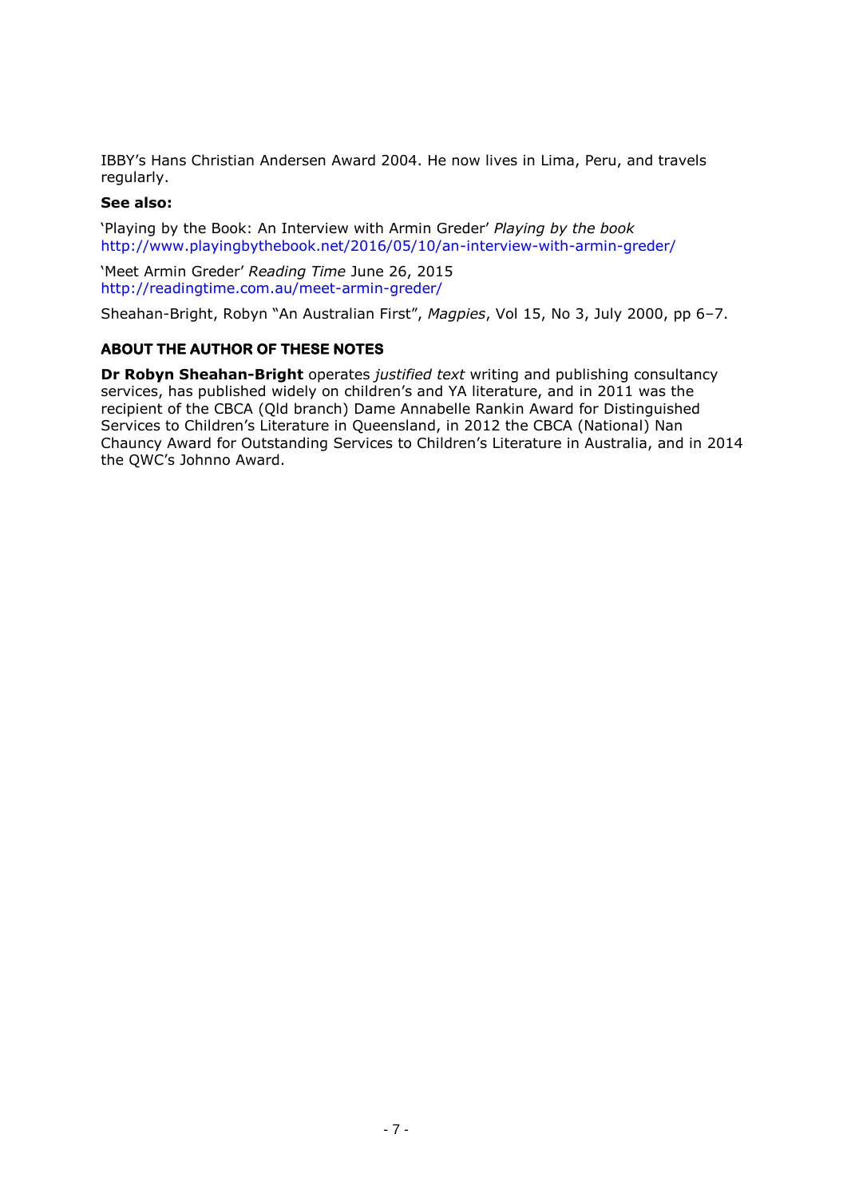IBBY's Hans Christian Andersen Award 2004. He now lives in Lima, Peru, and travels regularly.

**See also:**

'Playing by the Book: An Interview with Armin Greder' *Playing by the book* http://www.playingbythebook.net/2016/05/10/an-interview-with-armin-greder/

'Meet Armin Greder' *Reading Time* June 26, 2015 http://readingtime.com.au/meet-armin-greder/

Sheahan-Bright, Robyn "An Australian First", *Magpies*, Vol 15, No 3, July 2000, pp 6–7.

## ABOUT THE AUTHOR OF THESE NOTES

**Dr Robyn Sheahan-Bright** operates *justified text* writing and publishing consultancy services, has published widely on children's and YA literature, and in 2011 was the recipient of the CBCA (Qld branch) Dame Annabelle Rankin Award for Distinguished Services to Children's Literature in Queensland, in 2012 the CBCA (National) Nan Chauncy Award for Outstanding Services to Children's Literature in Australia, and in 2014 the QWC's Johnno Award.